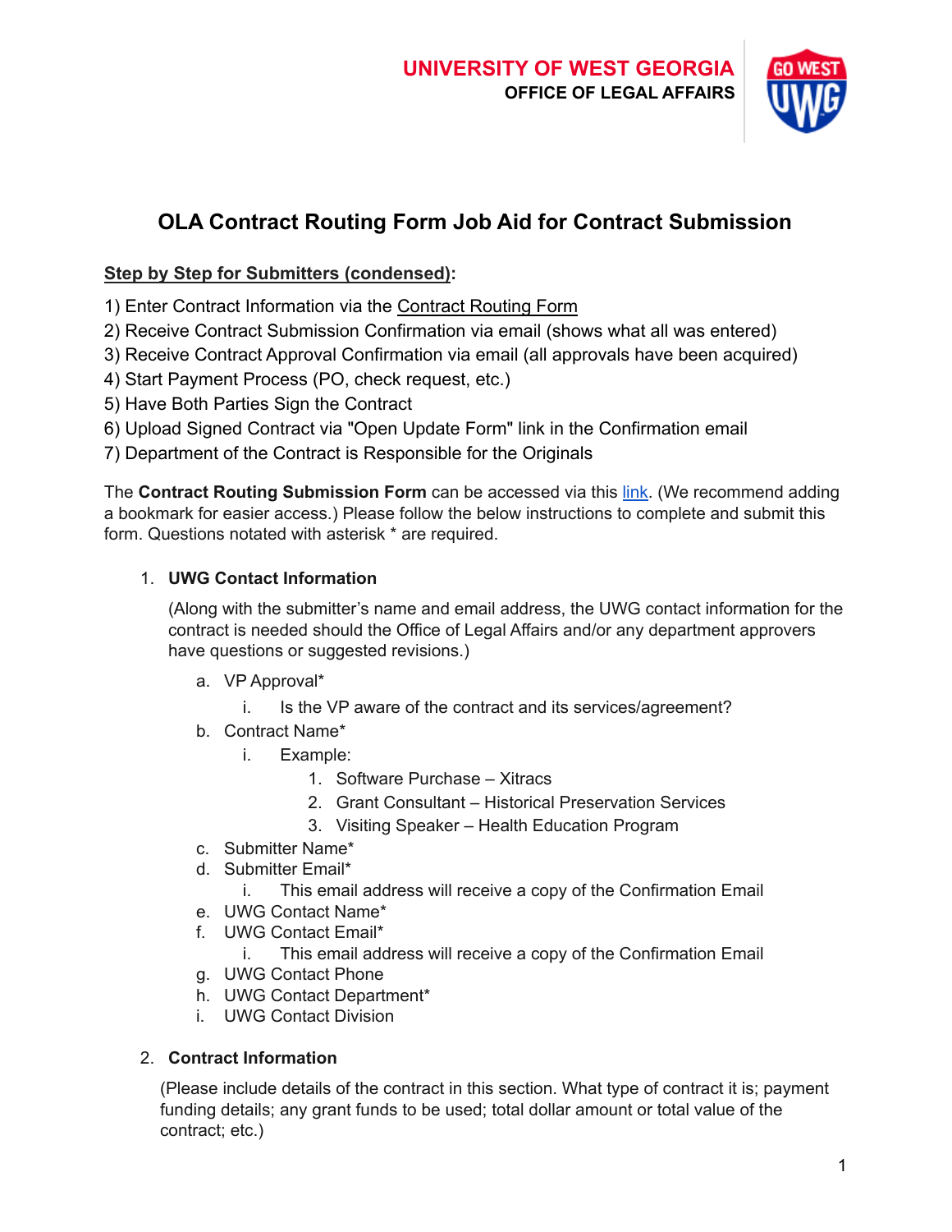UNIVERSITY OF WEST GEORGIA
OFFICE OF LEGAL AFFAIRS

# OLA Contract Routing Form Job Aid for Contract Submission

**Step by Step for Submitters (condensed):**

1) Enter Contract Information via the Contract Routing Form
2) Receive Contract Submission Confirmation via email (shows what all was entered)
3) Receive Contract Approval Confirmation via email (all approvals have been acquired)
4) Start Payment Process (PO, check request, etc.)
5) Have Both Parties Sign the Contract
6) Upload Signed Contract via "Open Update Form" link in the Confirmation email
7) Department of the Contract is Responsible for the Originals

The **Contract Routing Submission Form** can be accessed via this link. (We recommend adding a bookmark for easier access.) Please follow the below instructions to complete and submit this form. Questions notated with asterisk * are required.

1. **UWG Contact Information**

   (Along with the submitter's name and email address, the UWG contact information for the contract is needed should the Office of Legal Affairs and/or any department approvers have questions or suggested revisions.)

   a. VP Approval*
      i. Is the VP aware of the contract and its services/agreement?
   b. Contract Name*
      i. Example:
         1. Software Purchase – Xitracs
         2. Grant Consultant – Historical Preservation Services
         3. Visiting Speaker – Health Education Program
   c. Submitter Name*
   d. Submitter Email*
      i. This email address will receive a copy of the Confirmation Email
   e. UWG Contact Name*
   f. UWG Contact Email*
      i. This email address will receive a copy of the Confirmation Email
   g. UWG Contact Phone
   h. UWG Contact Department*
   i. UWG Contact Division

2. **Contract Information**

   (Please include details of the contract in this section. What type of contract it is; payment funding details; any grant funds to be used; total dollar amount or total value of the contract; etc.)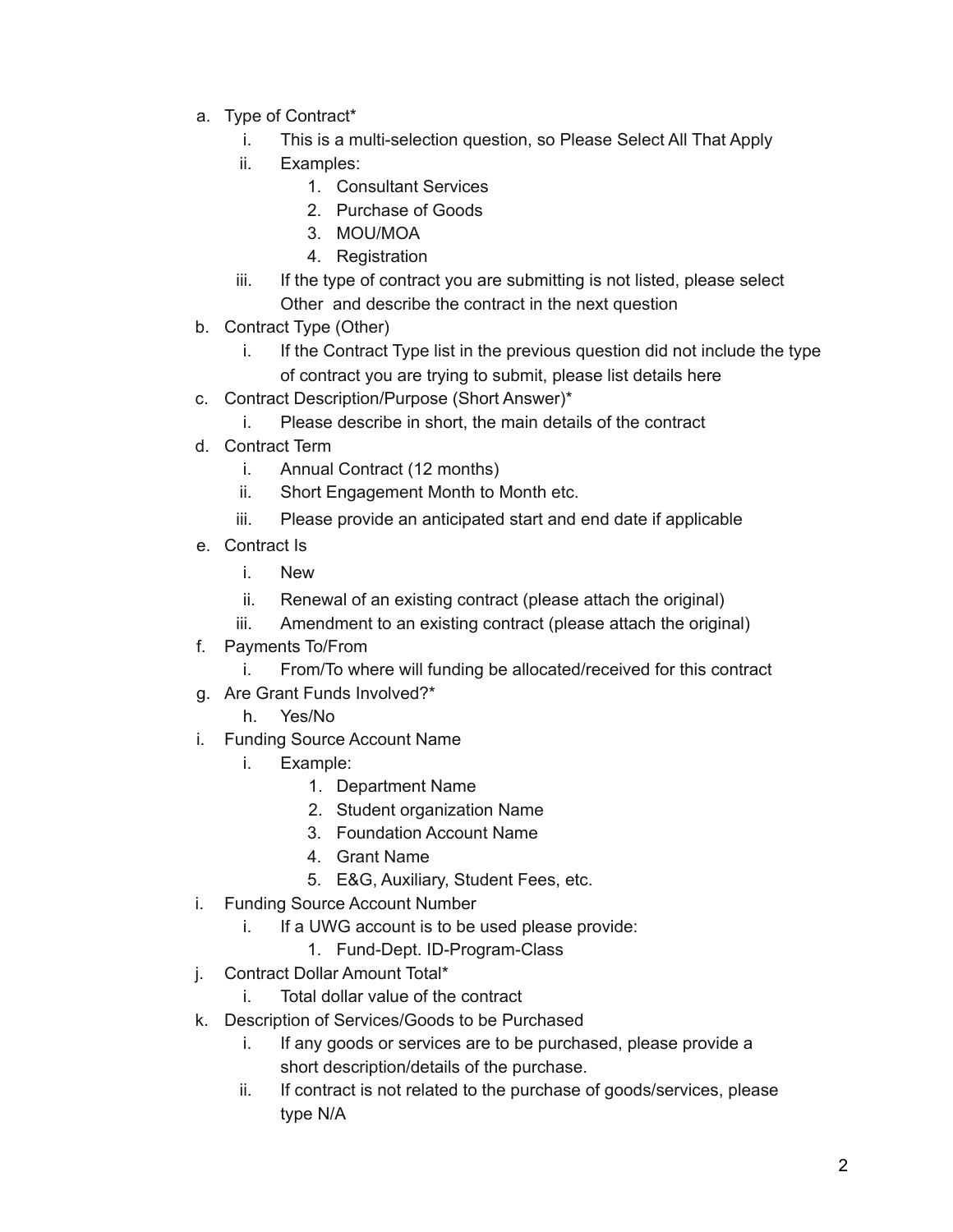a. Type of Contract*
    i. This is a multi-selection question, so Please Select All That Apply
    ii. Examples:
        1. Consultant Services
        2. Purchase of Goods
        3. MOU/MOA
        4. Registration
    iii. If the type of contract you are submitting is not listed, please select Other and describe the contract in the next question

b. Contract Type (Other)
    i. If the Contract Type list in the previous question did not include the type of contract you are trying to submit, please list details here

c. Contract Description/Purpose (Short Answer)*
    i. Please describe in short, the main details of the contract

d. Contract Term
    i. Annual Contract (12 months)
    ii. Short Engagement Month to Month etc.
    iii. Please provide an anticipated start and end date if applicable

e. Contract Is
    i. New
    ii. Renewal of an existing contract (please attach the original)
    iii. Amendment to an existing contract (please attach the original)

f. Payments To/From
    i. From/To where will funding be allocated/received for this contract

g. Are Grant Funds Involved?*
    h. Yes/No

i. Funding Source Account Name
    i. Example:
        1. Department Name
        2. Student organization Name
        3. Foundation Account Name
        4. Grant Name
        5. E&G, Auxiliary, Student Fees, etc.

i. Funding Source Account Number
    i. If a UWG account is to be used please provide:
        1. Fund-Dept. ID-Program-Class

j. Contract Dollar Amount Total*
    i. Total dollar value of the contract

k. Description of Services/Goods to be Purchased
    i. If any goods or services are to be purchased, please provide a short description/details of the purchase.
    ii. If contract is not related to the purchase of goods/services, please type N/A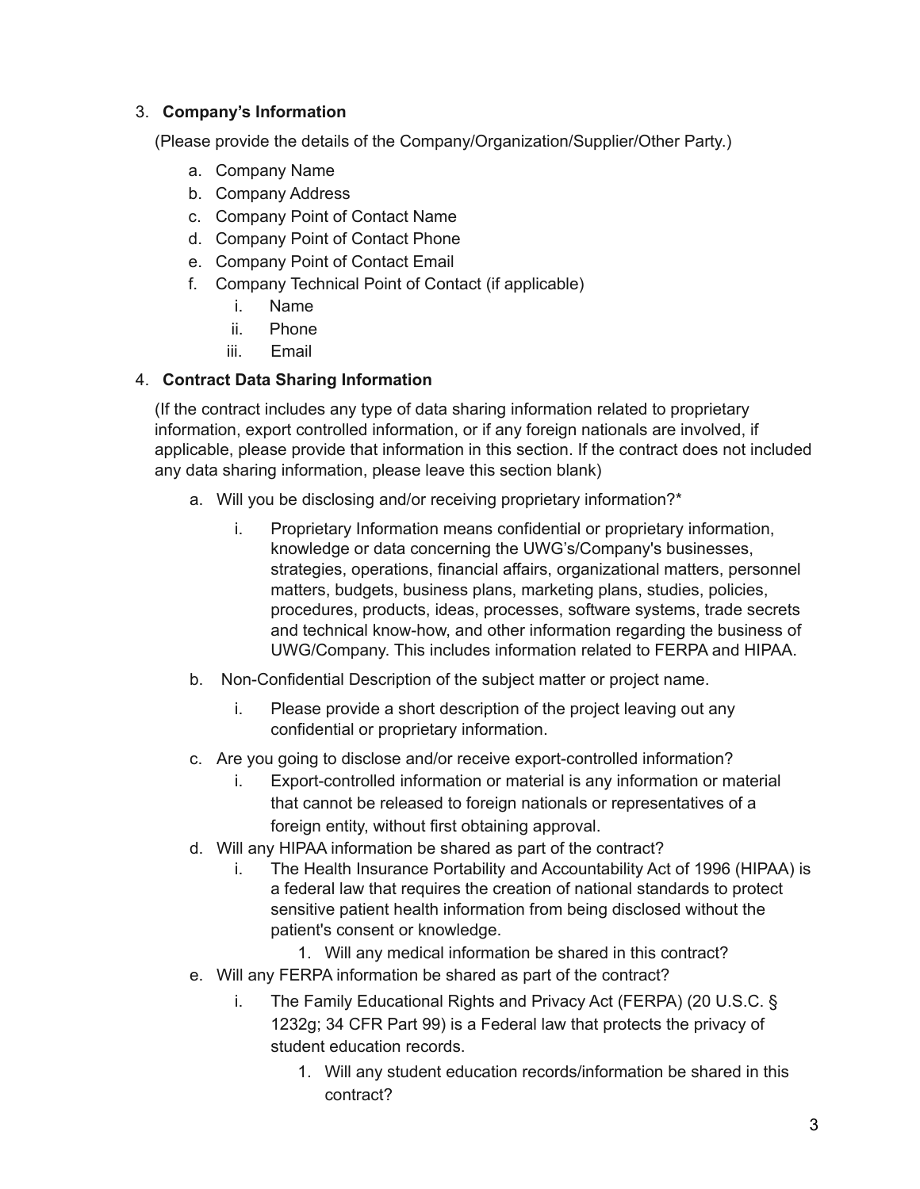3. **Company's Information**

   (Please provide the details of the Company/Organization/Supplier/Other Party.)

   a. Company Name
   b. Company Address
   c. Company Point of Contact Name
   d. Company Point of Contact Phone
   e. Company Point of Contact Email
   f. Company Technical Point of Contact (if applicable)
      i. Name
      ii. Phone
      iii. Email

4. **Contract Data Sharing Information**

   (If the contract includes any type of data sharing information related to proprietary information, export controlled information, or if any foreign nationals are involved, if applicable, please provide that information in this section. If the contract does not included any data sharing information, please leave this section blank)

   a. Will you be disclosing and/or receiving proprietary information?*
      i. Proprietary Information means confidential or proprietary information, knowledge or data concerning the UWG's/Company's businesses, strategies, operations, financial affairs, organizational matters, personnel matters, budgets, business plans, marketing plans, studies, policies, procedures, products, ideas, processes, software systems, trade secrets and technical know-how, and other information regarding the business of UWG/Company. This includes information related to FERPA and HIPAA.
   b. Non-Confidential Description of the subject matter or project name.
      i. Please provide a short description of the project leaving out any confidential or proprietary information.
   c. Are you going to disclose and/or receive export-controlled information?
      i. Export-controlled information or material is any information or material that cannot be released to foreign nationals or representatives of a foreign entity, without first obtaining approval.
   d. Will any HIPAA information be shared as part of the contract?
      i. The Health Insurance Portability and Accountability Act of 1996 (HIPAA) is a federal law that requires the creation of national standards to protect sensitive patient health information from being disclosed without the patient's consent or knowledge.
         1. Will any medical information be shared in this contract?
   e. Will any FERPA information be shared as part of the contract?
      i. The Family Educational Rights and Privacy Act (FERPA) (20 U.S.C. § 1232g; 34 CFR Part 99) is a Federal law that protects the privacy of student education records.
         1. Will any student education records/information be shared in this contract?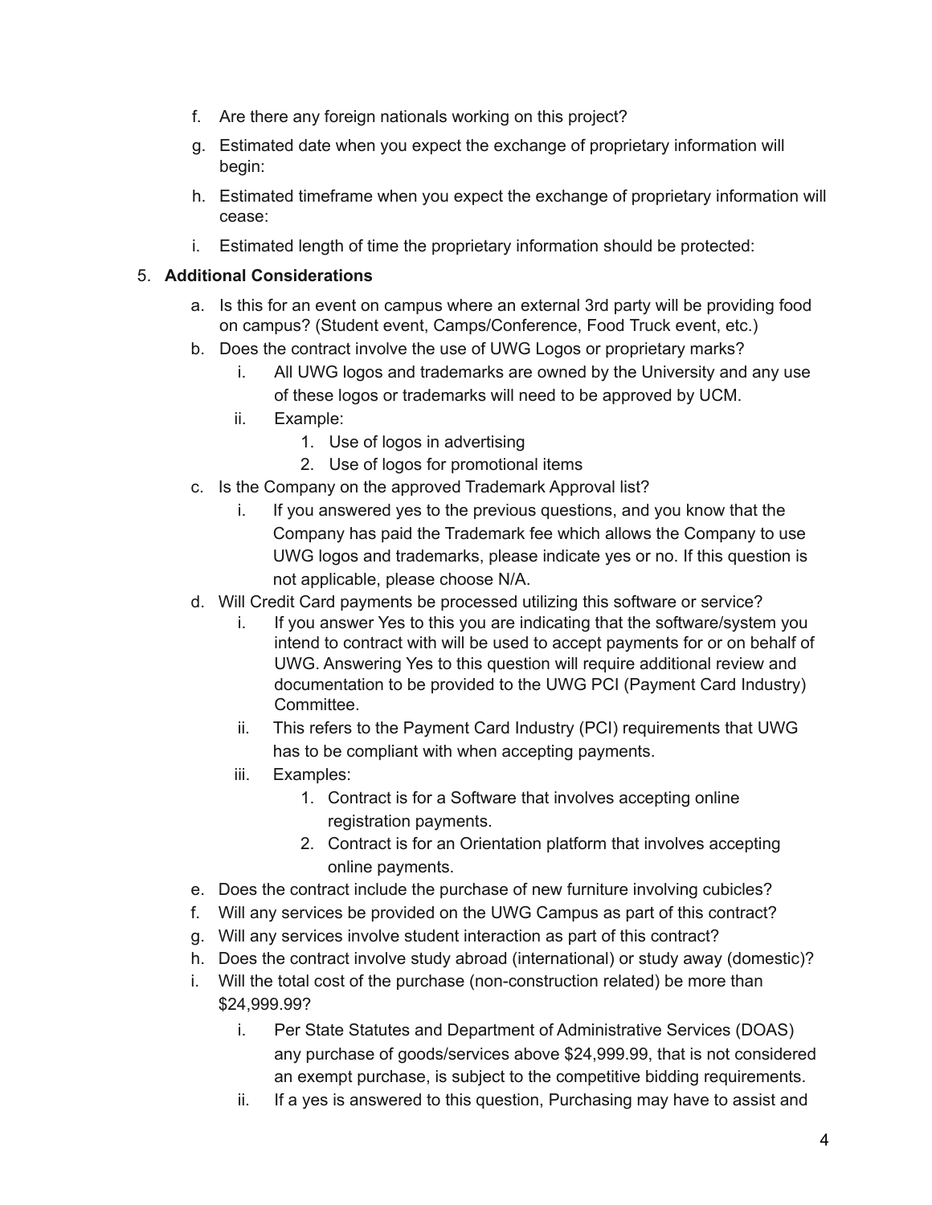f. Are there any foreign nationals working on this project?

g. Estimated date when you expect the exchange of proprietary information will begin:

h. Estimated timeframe when you expect the exchange of proprietary information will cease:

i. Estimated length of time the proprietary information should be protected:

5. **Additional Considerations**
    a. Is this for an event on campus where an external 3rd party will be providing food on campus? (Student event, Camps/Conference, Food Truck event, etc.)
    b. Does the contract involve the use of UWG Logos or proprietary marks?
        i. All UWG logos and trademarks are owned by the University and any use of these logos or trademarks will need to be approved by UCM.
        ii. Example:
            1. Use of logos in advertising
            2. Use of logos for promotional items
    c. Is the Company on the approved Trademark Approval list?
        i. If you answered yes to the previous questions, and you know that the Company has paid the Trademark fee which allows the Company to use UWG logos and trademarks, please indicate yes or no. If this question is not applicable, please choose N/A.
    d. Will Credit Card payments be processed utilizing this software or service?
        i. If you answer Yes to this you are indicating that the software/system you intend to contract with will be used to accept payments for or on behalf of UWG. Answering Yes to this question will require additional review and documentation to be provided to the UWG PCI (Payment Card Industry) Committee.
        ii. This refers to the Payment Card Industry (PCI) requirements that UWG has to be compliant with when accepting payments.
        iii. Examples:
            1. Contract is for a Software that involves accepting online registration payments.
            2. Contract is for an Orientation platform that involves accepting online payments.
    e. Does the contract include the purchase of new furniture involving cubicles?
    f. Will any services be provided on the UWG Campus as part of this contract?
    g. Will any services involve student interaction as part of this contract?
    h. Does the contract involve study abroad (international) or study away (domestic)?
    i. Will the total cost of the purchase (non-construction related) be more than $24,999.99?
        i. Per State Statutes and Department of Administrative Services (DOAS) any purchase of goods/services above $24,999.99, that is not considered an exempt purchase, is subject to the competitive bidding requirements.
        ii. If a yes is answered to this question, Purchasing may have to assist and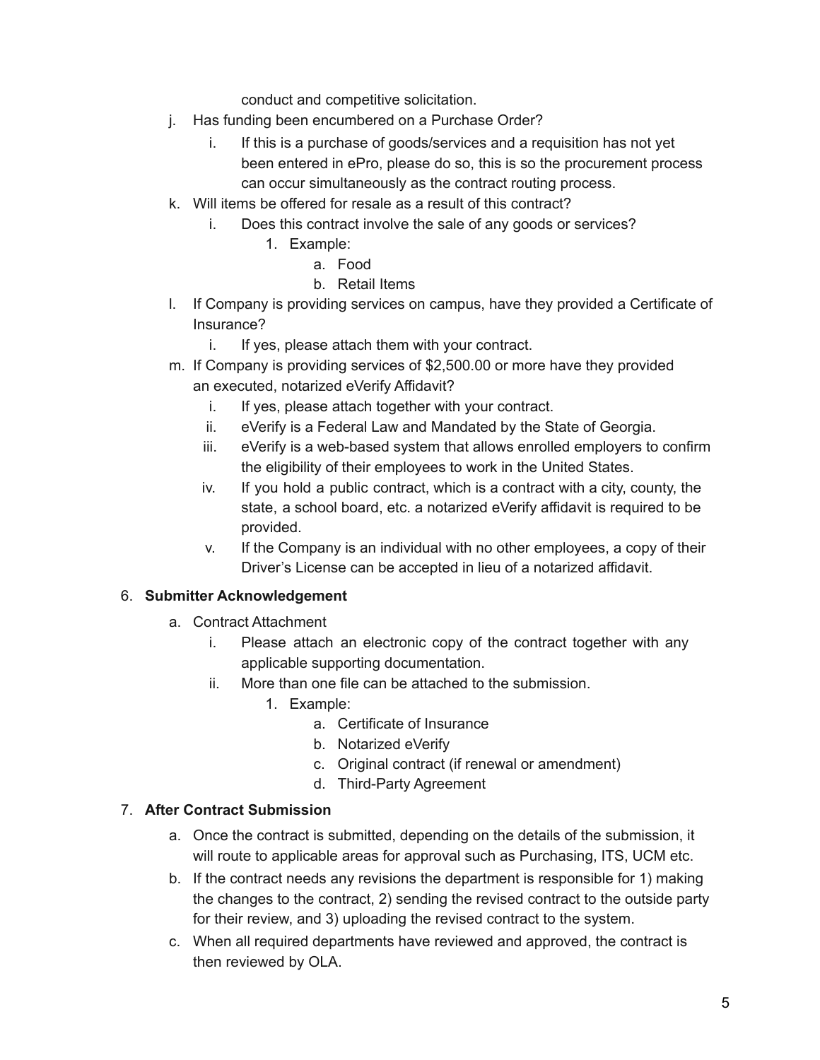conduct and competitive solicitation.

j. Has funding been encumbered on a Purchase Order?
    i. If this is a purchase of goods/services and a requisition has not yet been entered in ePro, please do so, this is so the procurement process can occur simultaneously as the contract routing process.
k. Will items be offered for resale as a result of this contract?
    i. Does this contract involve the sale of any goods or services?
        1. Example:
            a. Food
            b. Retail Items
l. If Company is providing services on campus, have they provided a Certificate of Insurance?
    i. If yes, please attach them with your contract.
m. If Company is providing services of $2,500.00 or more have they provided an executed, notarized eVerify Affidavit?
    i. If yes, please attach together with your contract.
    ii. eVerify is a Federal Law and Mandated by the State of Georgia.
    iii. eVerify is a web-based system that allows enrolled employers to confirm the eligibility of their employees to work in the United States.
    iv. If you hold a public contract, which is a contract with a city, county, the state, a school board, etc. a notarized eVerify affidavit is required to be provided.
    v. If the Company is an individual with no other employees, a copy of their Driver's License can be accepted in lieu of a notarized affidavit.

6. **Submitter Acknowledgement**
    a. Contract Attachment
        i. Please attach an electronic copy of the contract together with any applicable supporting documentation.
        ii. More than one file can be attached to the submission.
            1. Example:
                a. Certificate of Insurance
                b. Notarized eVerify
                c. Original contract (if renewal or amendment)
                d. Third-Party Agreement
7. **After Contract Submission**
    a. Once the contract is submitted, depending on the details of the submission, it will route to applicable areas for approval such as Purchasing, ITS, UCM etc.
    b. If the contract needs any revisions the department is responsible for 1) making the changes to the contract, 2) sending the revised contract to the outside party for their review, and 3) uploading the revised contract to the system.
    c. When all required departments have reviewed and approved, the contract is then reviewed by OLA.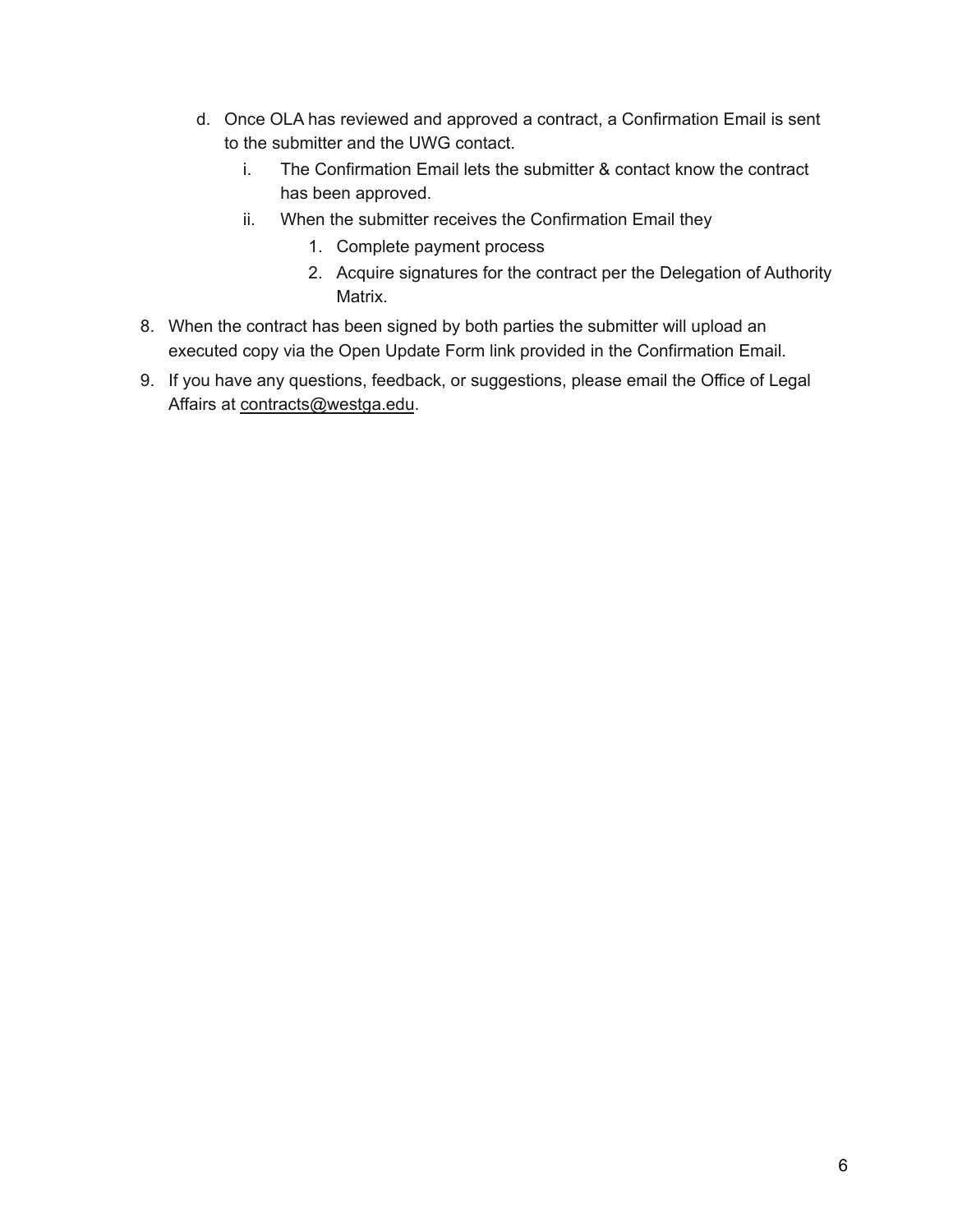d. Once OLA has reviewed and approved a contract, a Confirmation Email is sent to the submitter and the UWG contact.
      i. The Confirmation Email lets the submitter & contact know the contract has been approved.
      ii. When the submitter receives the Confirmation Email they
         1. Complete payment process
         2. Acquire signatures for the contract per the Delegation of Authority Matrix.

8. When the contract has been signed by both parties the submitter will upload an executed copy via the Open Update Form link provided in the Confirmation Email.
9. If you have any questions, feedback, or suggestions, please email the Office of Legal Affairs at contracts@westga.edu.